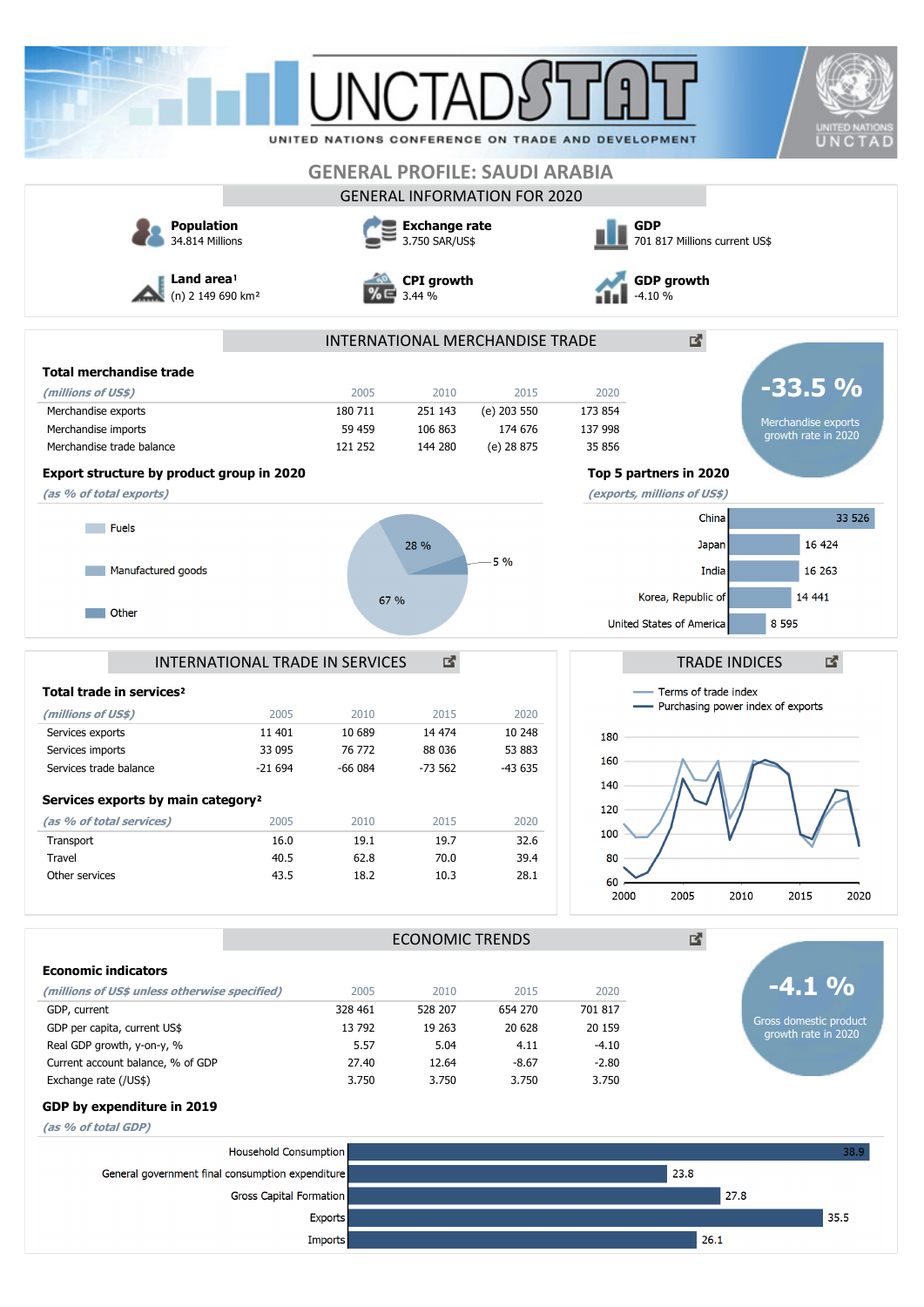# GENERAL PROFILE: SAUDI ARABIA

## GENERAL INFORMATION FOR 2020

**Population**
34.814 Millions

**Exchange rate**
3.750 SAR/US$

**GDP**
701 817 Millions current US$

**Land area**[1]
(n) 2 149 690 km²

**CPI growth**
3.44 %

**GDP growth**
-4.10 %

## INTERNATIONAL MERCHANDISE TRADE

### Total merchandise trade

| *(millions of US$)* | 2005 | 2010 | 2015 | 2020 |
|---|---|---|---|---|
| Merchandise exports | 180 711 | 251 143 | (e) 203 550 | 173 854 |
| Merchandise imports | 59 459 | 106 863 | 174 676 | 137 998 |
| Merchandise trade balance | 121 252 | 144 280 | (e) 28 875 | 35 856 |

**-33.5 %**
Merchandise exports growth rate in 2020

### Export structure by product group in 2020

*(as % of total exports)*

| Product group | % |
|---|---|
| Fuels | 67 % |
| Manufactured goods | 28 % |
| Other | 5 % |

### Top 5 partners in 2020

*(exports, millions of US$)*

| Partner | Exports |
|---|---|
| China | 33 526 |
| Japan | 16 424 |
| India | 16 263 |
| Korea, Republic of | 14 441 |
| United States of America | 8 595 |

## INTERNATIONAL TRADE IN SERVICES

### Total trade in services[2]

| *(millions of US$)* | 2005 | 2010 | 2015 | 2020 |
|---|---|---|---|---|
| Services exports | 11 401 | 10 689 | 14 474 | 10 248 |
| Services imports | 33 095 | 76 772 | 88 036 | 53 883 |
| Services trade balance | -21 694 | -66 084 | -73 562 | -43 635 |

### Services exports by main category[2]

| *(as % of total services)* | 2005 | 2010 | 2015 | 2020 |
|---|---|---|---|---|
| Transport | 16.0 | 19.1 | 19.7 | 32.6 |
| Travel | 40.5 | 62.8 | 70.0 | 39.4 |
| Other services | 43.5 | 18.2 | 10.3 | 28.1 |

## TRADE INDICES

Terms of trade index
Purchasing power index of exports

## ECONOMIC TRENDS

### Economic indicators

| *(millions of US$ unless otherwise specified)* | 2005 | 2010 | 2015 | 2020 |
|---|---|---|---|---|
| GDP, current | 328 461 | 528 207 | 654 270 | 701 817 |
| GDP per capita, current US$ | 13 792 | 19 263 | 20 628 | 20 159 |
| Real GDP growth, y-on-y, % | 5.57 | 5.04 | 4.11 | -4.10 |
| Current account balance, % of GDP | 27.40 | 12.64 | -8.67 | -2.80 |
| Exchange rate (/US$) | 3.750 | 3.750 | 3.750 | 3.750 |

**-4.1 %**
Gross domestic product growth rate in 2020

### GDP by expenditure in 2019

*(as % of total GDP)*

| Component | % |
|---|---|
| Household Consumption | 38.9 |
| General government final consumption expenditure | 23.8 |
| Gross Capital Formation | 27.8 |
| Exports | 35.5 |
| Imports | 26.1 |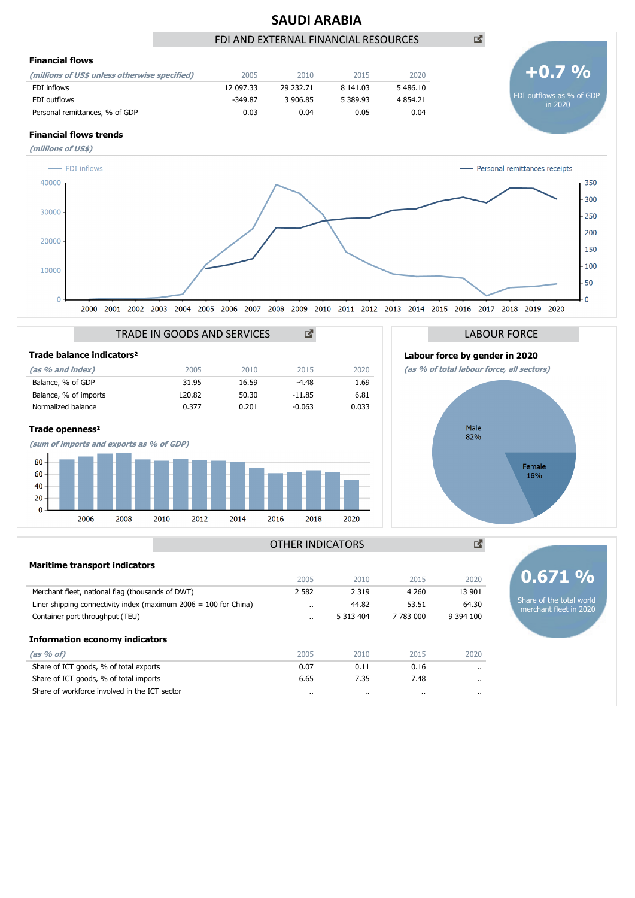# SAUDI ARABIA

## FDI AND EXTERNAL FINANCIAL RESOURCES

**+0.7 %**
FDI outflows as % of GDP in 2020

### Financial flows

| *(millions of US$ unless otherwise specified)* | 2005 | 2010 | 2015 | 2020 |
|---|---|---|---|---|
| FDI inflows | 12 097.33 | 29 232.71 | 8 141.03 | 5 486.10 |
| FDI outflows | -349.87 | 3 906.85 | 5 389.93 | 4 854.21 |
| Personal remittances, % of GDP | 0.03 | 0.04 | 0.05 | 0.04 |

### Financial flows trends

*(millions of US$)*

FDI inflows — Personal remittances receipts

## TRADE IN GOODS AND SERVICES

### Trade balance indicators[2]

| *(as % and index)* | 2005 | 2010 | 2015 | 2020 |
|---|---|---|---|---|
| Balance, % of GDP | 31.95 | 16.59 | -4.48 | 1.69 |
| Balance, % of imports | 120.82 | 50.30 | -11.85 | 6.81 |
| Normalized balance | 0.377 | 0.201 | -0.063 | 0.033 |

### Trade openness[2]

*(sum of imports and exports as % of GDP)*

## LABOUR FORCE

### Labour force by gender in 2020

*(as % of total labour force, all sectors)*

Male 82%
Female 18%

## OTHER INDICATORS

**0.671 %**
Share of the total world merchant fleet in 2020

### Maritime transport indicators

| | 2005 | 2010 | 2015 | 2020 |
|---|---|---|---|---|
| Merchant fleet, national flag (thousands of DWT) | 2 582 | 2 319 | 4 260 | 13 901 |
| Liner shipping connectivity index (maximum 2006 = 100 for China) | .. | 44.82 | 53.51 | 64.30 |
| Container port throughput (TEU) | .. | 5 313 404 | 7 783 000 | 9 394 100 |

### Information economy indicators

| *(as % of)* | 2005 | 2010 | 2015 | 2020 |
|---|---|---|---|---|
| Share of ICT goods, % of total exports | 0.07 | 0.11 | 0.16 | .. |
| Share of ICT goods, % of total imports | 6.65 | 7.35 | 7.48 | .. |
| Share of workforce involved in the ICT sector | .. | .. | .. | .. |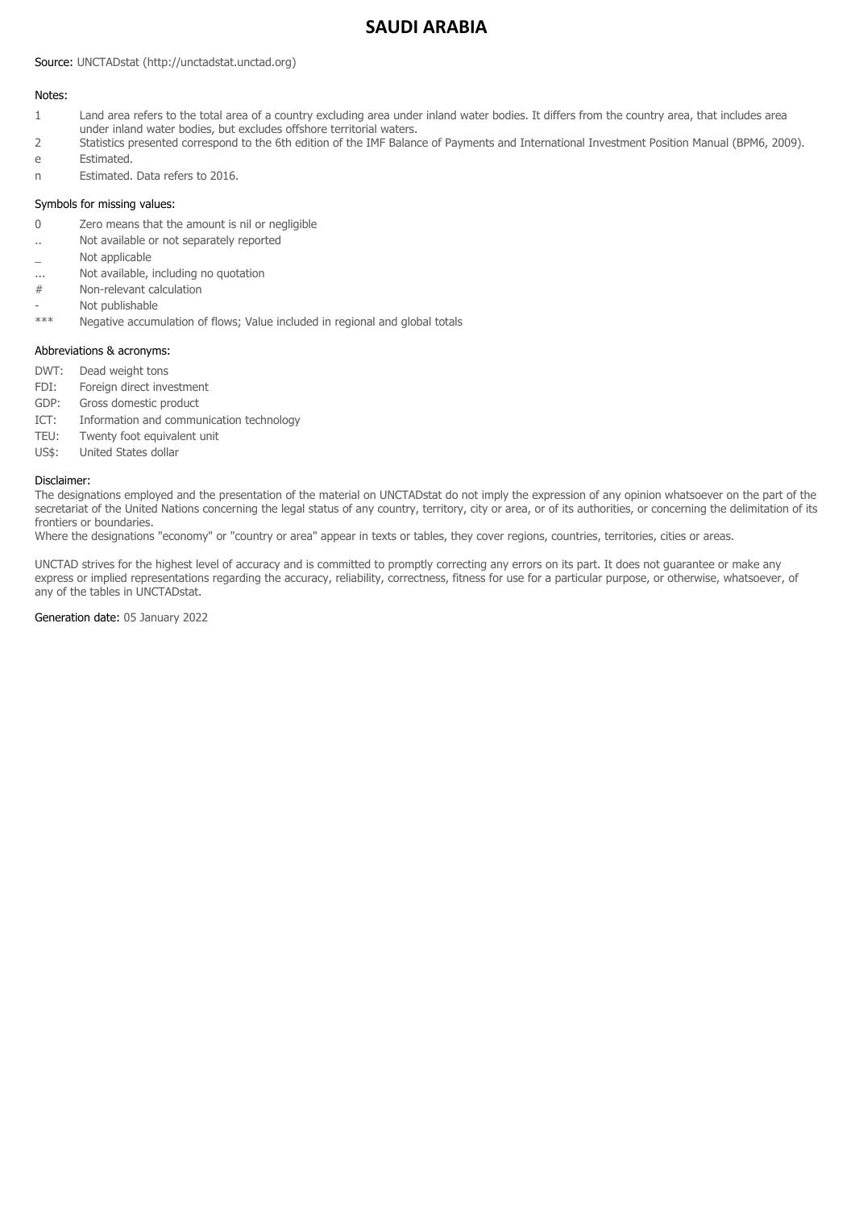# SAUDI ARABIA

Source: UNCTADstat (http://unctadstat.unctad.org)

Notes:

| | |
|---|---|
| 1 | Land area refers to the total area of a country excluding area under inland water bodies. It differs from the country area, that includes area under inland water bodies, but excludes offshore territorial waters. |
| 2 | Statistics presented correspond to the 6th edition of the IMF Balance of Payments and International Investment Position Manual (BPM6, 2009). |
| e | Estimated. |
| n | Estimated. Data refers to 2016. |

Symbols for missing values:

| | |
|---|---|
| 0 | Zero means that the amount is nil or negligible |
| .. | Not available or not separately reported |
| _ | Not applicable |
| ... | Not available, including no quotation |
| # | Non-relevant calculation |
| - | Not publishable |
| *** | Negative accumulation of flows; Value included in regional and global totals |

Abbreviations & acronyms:

| | |
|---|---|
| DWT: | Dead weight tons |
| FDI: | Foreign direct investment |
| GDP: | Gross domestic product |
| ICT: | Information and communication technology |
| TEU: | Twenty foot equivalent unit |
| US$: | United States dollar |

Disclaimer:
The designations employed and the presentation of the material on UNCTADstat do not imply the expression of any opinion whatsoever on the part of the secretariat of the United Nations concerning the legal status of any country, territory, city or area, or of its authorities, or concerning the delimitation of its frontiers or boundaries.
Where the designations "economy" or "country or area" appear in texts or tables, they cover regions, countries, territories, cities or areas.

UNCTAD strives for the highest level of accuracy and is committed to promptly correcting any errors on its part. It does not guarantee or make any express or implied representations regarding the accuracy, reliability, correctness, fitness for use for a particular purpose, or otherwise, whatsoever, of any of the tables in UNCTADstat.

Generation date: 05 January 2022